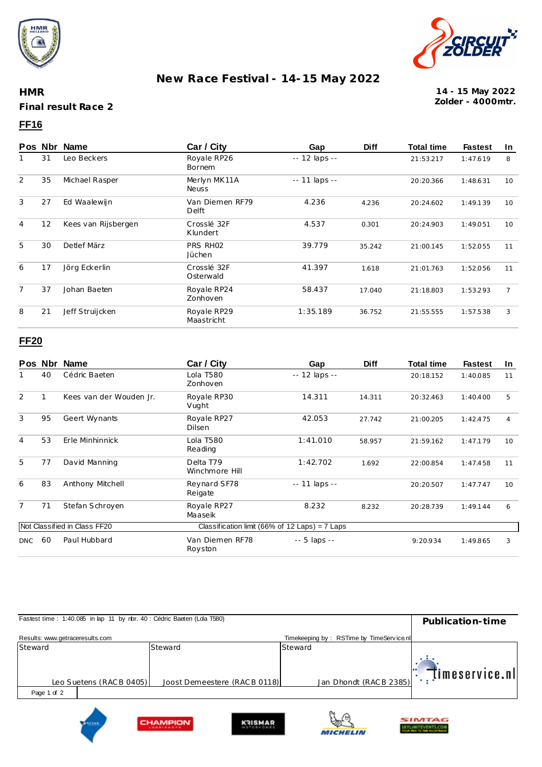# New Race Festival - 14-15 May 2022

**HMR**

**Final result Race 2**

**14 - 15 May 2022**
**Zolder - 4000mtr.**

## FF16

| Pos | Nbr | Name | Car / City | Gap | Diff | Total time | Fastest | In |
|---|---|---|---|---|---|---|---|---|
| 1 | 31 | Leo Beckers | Royale RP26 Bornem | -- 12 laps -- | | 21:53.217 | 1:47.619 | 8 |
| 2 | 35 | Michael Rasper | Merlyn MK11A Neuss | -- 11 laps -- | | 20:20.366 | 1:48.631 | 10 |
| 3 | 27 | Ed Waalewijn | Van Diemen RF79 Delft | 4.236 | 4.236 | 20:24.602 | 1:49.139 | 10 |
| 4 | 12 | Kees van Rijsbergen | Crosslé 32F Klundert | 4.537 | 0.301 | 20:24.903 | 1:49.051 | 10 |
| 5 | 30 | Detlef März | PRS RH02 Jüchen | 39.779 | 35.242 | 21:00.145 | 1:52.055 | 11 |
| 6 | 17 | Jörg Eckerlin | Crosslé 32F Osterwald | 41.397 | 1.618 | 21:01.763 | 1:52.056 | 11 |
| 7 | 37 | Johan Baeten | Royale RP24 Zonhoven | 58.437 | 17.040 | 21:18.803 | 1:53.293 | 7 |
| 8 | 21 | Jeff Struijcken | Royale RP29 Maastricht | 1:35.189 | 36.752 | 21:55.555 | 1:57.538 | 3 |

## FF20

| Pos | Nbr | Name | Car / City | Gap | Diff | Total time | Fastest | In |
|---|---|---|---|---|---|---|---|---|
| 1 | 40 | Cédric Baeten | Lola T580 Zonhoven | -- 12 laps -- | | 20:18.152 | 1:40.085 | 11 |
| 2 | 1 | Kees van der Wouden Jr. | Royale RP30 Vught | 14.311 | 14.311 | 20:32.463 | 1:40.400 | 5 |
| 3 | 95 | Geert Wynants | Royale RP27 Dilsen | 42.053 | 27.742 | 21:00.205 | 1:42.475 | 4 |
| 4 | 53 | Erle Minhinnick | Lola T580 Reading | 1:41.010 | 58.957 | 21:59.162 | 1:47.179 | 10 |
| 5 | 77 | David Manning | Delta T79 Winchmore Hill | 1:42.702 | 1.692 | 22:00.854 | 1:47.458 | 11 |
| 6 | 83 | Anthony Mitchell | Reynard SF78 Reigate | -- 11 laps -- | | 20:20.507 | 1:47.747 | 10 |
| 7 | 71 | Stefan Schroyen | Royale RP27 Maaseik | 8.232 | 8.232 | 20:28.739 | 1:49.144 | 6 |
| Not Classified in Class FF20 | | | Classification limit (66% of 12 Laps) = 7 Laps | | | | | |
| DNC | 60 | Paul Hubbard | Van Diemen RF78 Royston | -- 5 laps -- | | 9:20.934 | 1:49.865 | 3 |

Fastest time : 1:40.085 in lap 11 by nbr. 40 : Cédric Baeten (Lola T580)

**Publication-time**

Results: www.getraceresults.com

Timekeeping by : RSTime by TimeService.nl

| Steward | Steward | Steward |
|---|---|---|
| Leo Suetens (RACB 0405) | Joost Demeestere (RACB 0118) | Jan Dhondt (RACB 2385) |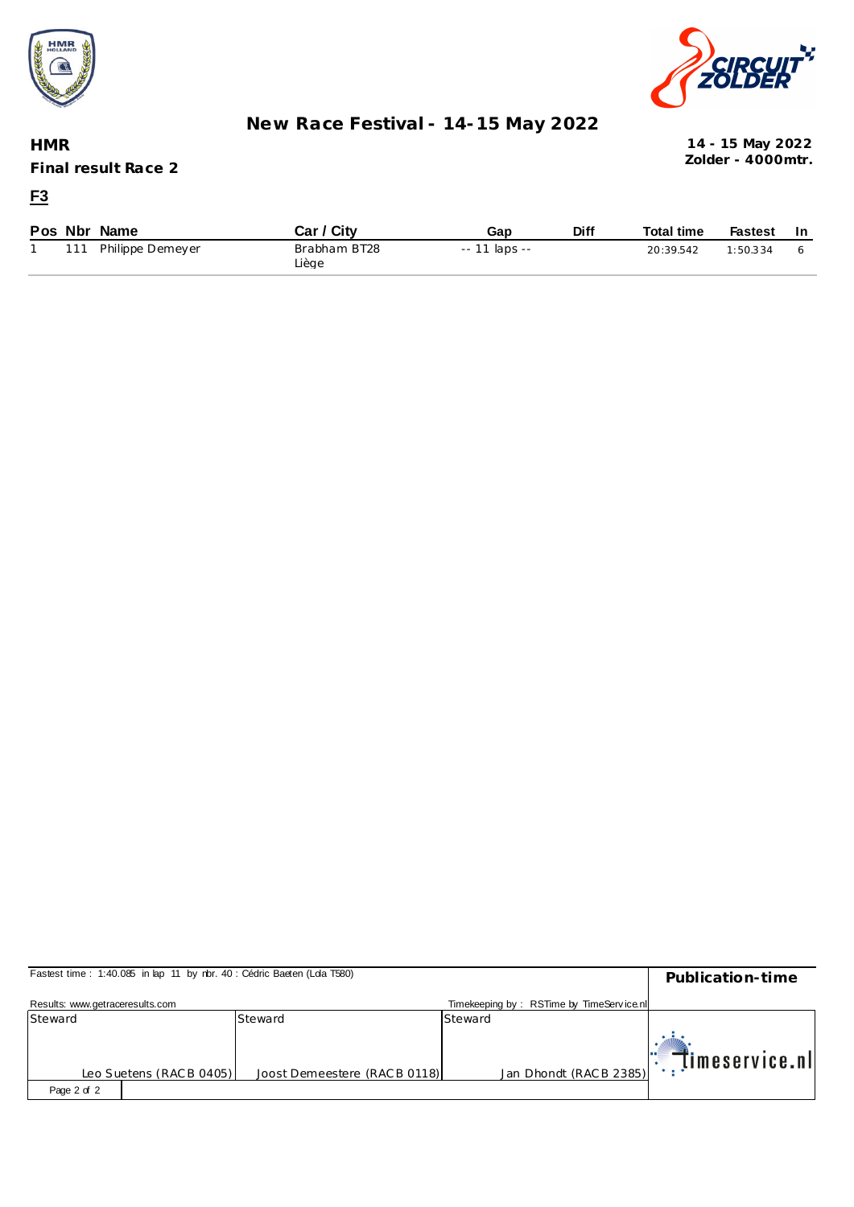# New Race Festival - 14-15 May 2022

**HMR**

**Final result Race 2**

**14 - 15 May 2022**
**Zolder - 4000mtr.**

## F3

| Pos | Nbr | Name | Car / City | Gap | Diff | Total time | Fastest | In |
|---|---|---|---|---|---|---|---|---|
| 1 | 111 | Philippe Demeyer | Brabham BT28<br>Liège | -- 11 laps -- | | 20:39.542 | 1:50.334 | 6 |

Fastest time : 1:40.085 in lap 11 by nbr. 40 : Cédric Baeten (Lola T580)

Publication-time

Results: www.getraceresults.com

Timekeeping by : RSTime by TimeService.nl

| Steward | Steward | Steward |
|---|---|---|
| Leo Suetens (RACB 0405) | Joost Demeestere (RACB 0118) | Jan Dhondt (RACB 2385) |

timeservice.nl